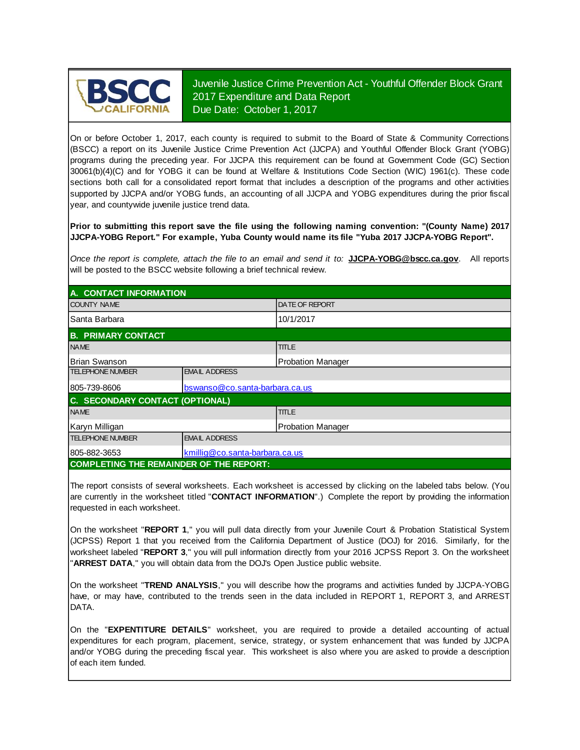# Juvenile Justice Crime Prevention Act - Youthful Offender Block Grant 2017 Expenditure and Data Report

Due Date: October 1, 2017

On or before October 1, 2017, each county is required to submit to the Board of State & Community Corrections (BSCC) a report on its Juvenile Justice Crime Prevention Act (JJCPA) and Youthful Offender Block Grant (YOBG) programs during the preceding year. For JJCPA this requirement can be found at Government Code (GC) Section 30061(b)(4)(C) and for YOBG it can be found at Welfare & Institutions Code Section (WIC) 1961(c). These code sections both call for a consolidated report format that includes a description of the programs and other activities supported by JJCPA and/or YOBG funds, an accounting of all JJCPA and YOBG expenditures during the prior fiscal year, and countywide juvenile justice trend data.

**Prior to submitting this report save the file using the following naming convention: "(County Name) 2017 JJCPA-YOBG Report." For example, Yuba County would name its file "Yuba 2017 JJCPA-YOBG Report".**

*Once the report is complete, attach the file to an email and send it to:* **JJCPA-YOBG@bscc.ca.gov**. All reports will be posted to the BSCC website following a brief technical review.

## A. CONTACT INFORMATION

| COUNTY NAME | DATE OF REPORT |
|---|---|
| Santa Barbara | 10/1/2017 |

## B. PRIMARY CONTACT

| NAME | TITLE |
|---|---|
| Brian Swanson | Probation Manager |

| TELEPHONE NUMBER | EMAIL ADDRESS |
|---|---|
| 805-739-8606 | bswanso@co.santa-barbara.ca.us |

## C. SECONDARY CONTACT (OPTIONAL)

| NAME | TITLE |
|---|---|
| Karyn Milligan | Probation Manager |

| TELEPHONE NUMBER | EMAIL ADDRESS |
|---|---|
| 805-882-3653 | kmillig@co.santa-barbara.ca.us |

## COMPLETING THE REMAINDER OF THE REPORT:

The report consists of several worksheets. Each worksheet is accessed by clicking on the labeled tabs below. (You are currently in the worksheet titled "**CONTACT INFORMATION**".) Complete the report by providing the information requested in each worksheet.

On the worksheet "**REPORT 1**," you will pull data directly from your Juvenile Court & Probation Statistical System (JCPSS) Report 1 that you received from the California Department of Justice (DOJ) for 2016. Similarly, for the worksheet labeled "**REPORT 3**," you will pull information directly from your 2016 JCPSS Report 3. On the worksheet "**ARREST DATA**," you will obtain data from the DOJ's Open Justice public website.

On the worksheet "**TREND ANALYSIS**," you will describe how the programs and activities funded by JJCPA-YOBG have, or may have, contributed to the trends seen in the data included in REPORT 1, REPORT 3, and ARREST DATA.

On the "**EXPENTITURE DETAILS**" worksheet, you are required to provide a detailed accounting of actual expenditures for each program, placement, service, strategy, or system enhancement that was funded by JJCPA and/or YOBG during the preceding fiscal year. This worksheet is also where you are asked to provide a description of each item funded.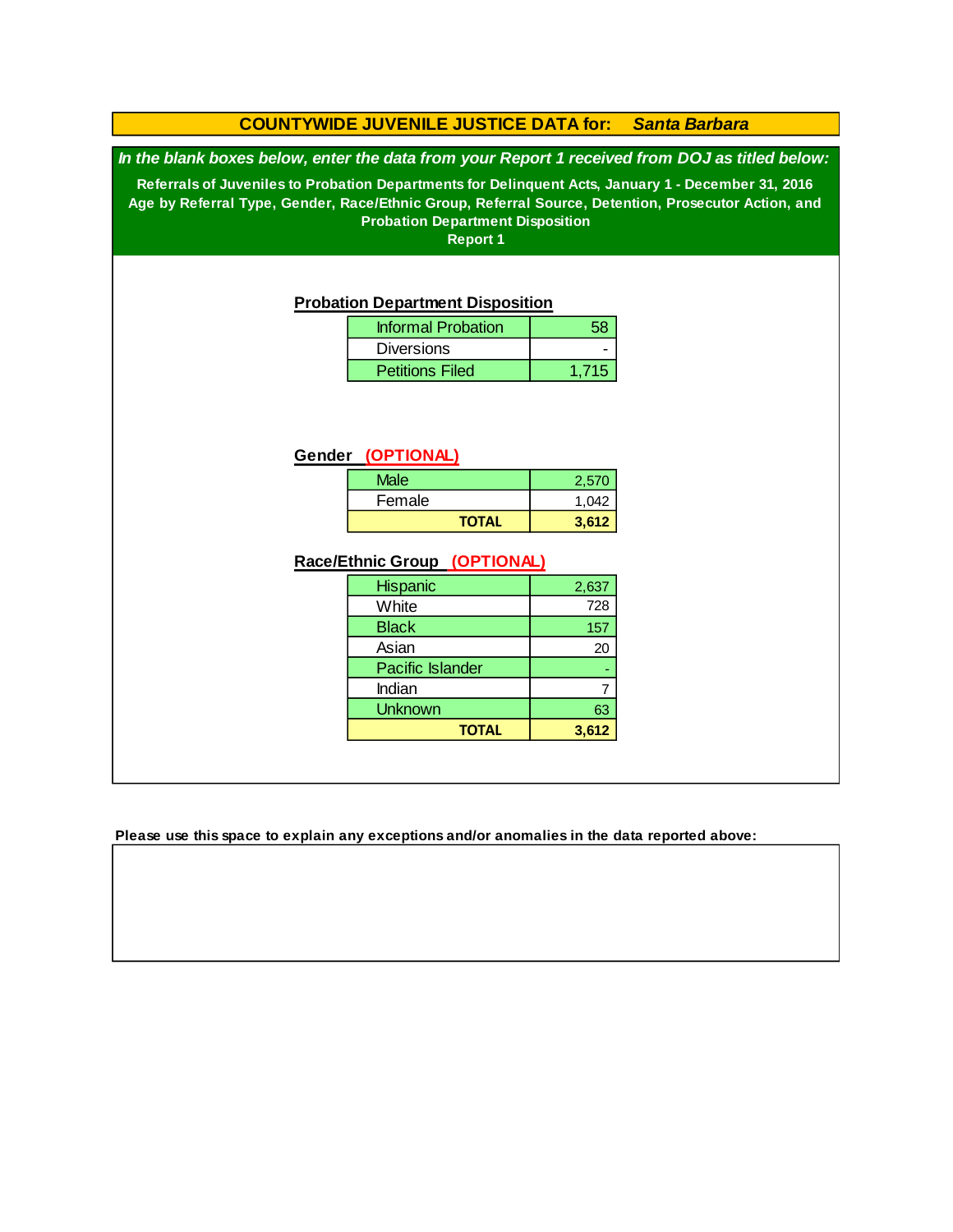# COUNTYWIDE JUVENILE JUSTICE DATA for: *Santa Barbara*

***In the blank boxes below, enter the data from your Report 1 received from DOJ as titled below:***

**Referrals of Juveniles to Probation Departments for Delinquent Acts, January 1 - December 31, 2016**
**Age by Referral Type, Gender, Race/Ethnic Group, Referral Source, Detention, Prosecutor Action, and Probation Department Disposition**
**Report 1**

## Probation Department Disposition

| | |
|---|---|
| Informal Probation | 58 |
| Diversions | - |
| Petitions Filed | 1,715 |

## Gender (OPTIONAL)

| | |
|---|---|
| Male | 2,570 |
| Female | 1,042 |
| **TOTAL** | **3,612** |

## Race/Ethnic Group (OPTIONAL)

| | |
|---|---|
| Hispanic | 2,637 |
| White | 728 |
| Black | 157 |
| Asian | 20 |
| Pacific Islander | - |
| Indian | 7 |
| Unknown | 63 |
| **TOTAL** | **3,612** |

**Please use this space to explain any exceptions and/or anomalies in the data reported above:**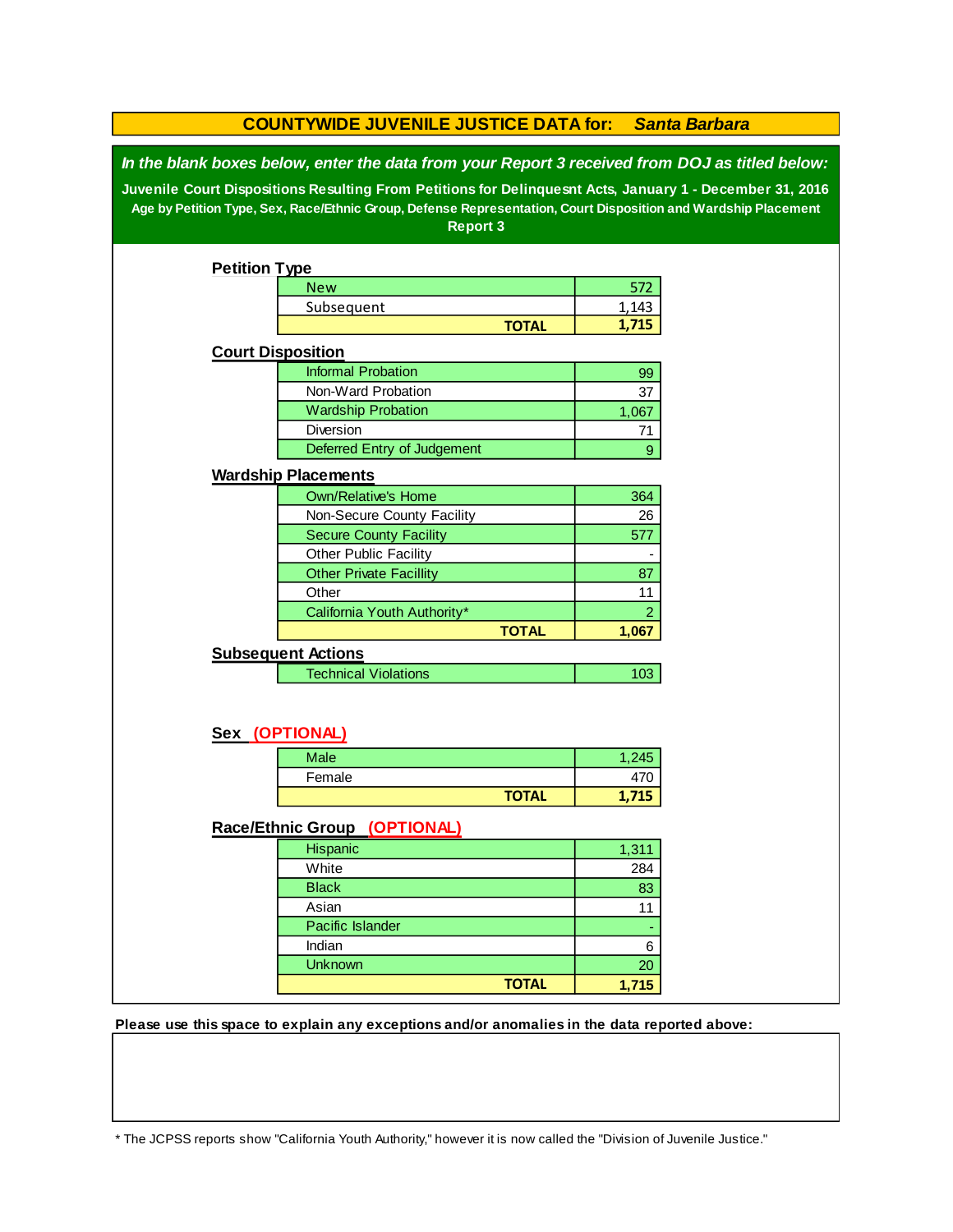# COUNTYWIDE JUVENILE JUSTICE DATA for: *Santa Barbara*

***In the blank boxes below, enter the data from your Report 3 received from DOJ as titled below:***

**Juvenile Court Dispositions Resulting From Petitions for Delinquesnt Acts, January 1 - December 31, 2016**

**Age by Petition Type, Sex, Race/Ethnic Group, Defense Representation, Court Disposition and Wardship Placement**

**Report 3**

## Petition Type

| | |
|---|---|
| New | 572 |
| Subsequent | 1,143 |
| **TOTAL** | **1,715** |

## Court Disposition

| | |
|---|---|
| Informal Probation | 99 |
| Non-Ward Probation | 37 |
| Wardship Probation | 1,067 |
| Diversion | 71 |
| Deferred Entry of Judgement | 9 |

## Wardship Placements

| | |
|---|---|
| Own/Relative's Home | 364 |
| Non-Secure County Facility | 26 |
| Secure County Facility | 577 |
| Other Public Facility | - |
| Other Private Facillity | 87 |
| Other | 11 |
| California Youth Authority* | 2 |
| **TOTAL** | **1,067** |

## Subsequent Actions

| | |
|---|---|
| Technical Violations | 103 |

## Sex (OPTIONAL)

| | |
|---|---|
| Male | 1,245 |
| Female | 470 |
| **TOTAL** | **1,715** |

## Race/Ethnic Group (OPTIONAL)

| | |
|---|---|
| Hispanic | 1,311 |
| White | 284 |
| Black | 83 |
| Asian | 11 |
| Pacific Islander | - |
| Indian | 6 |
| Unknown | 20 |
| **TOTAL** | **1,715** |

**Please use this space to explain any exceptions and/or anomalies in the data reported above:**

* The JCPSS reports show "California Youth Authority," however it is now called the "Division of Juvenile Justice."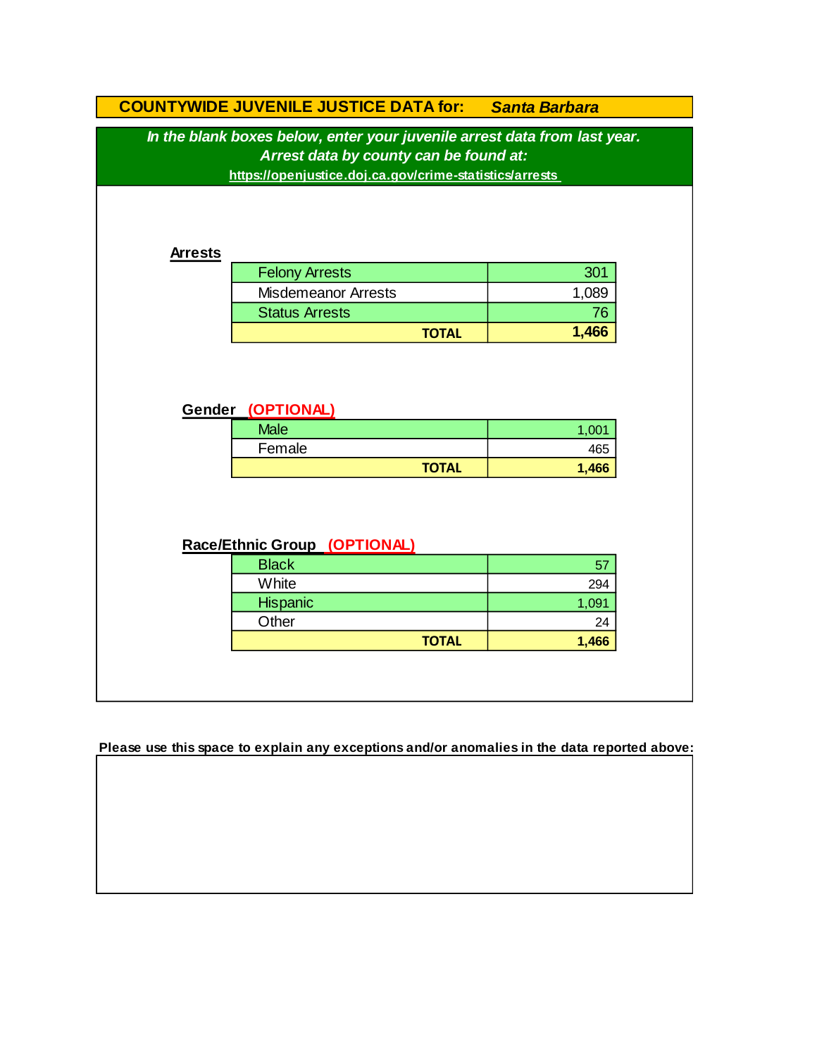## COUNTYWIDE JUVENILE JUSTICE DATA for: *Santa Barbara*

***In the blank boxes below, enter your juvenile arrest data from last year.***
***Arrest data by county can be found at:***
**https://openjustice.doj.ca.gov/crime-statistics/arrests**

### Arrests

| | |
|---|---:|
| Felony Arrests | 301 |
| Misdemeanor Arrests | 1,089 |
| Status Arrests | 76 |
| **TOTAL** | **1,466** |

### Gender (OPTIONAL)

| | |
|---|---:|
| Male | 1,001 |
| Female | 465 |
| **TOTAL** | **1,466** |

### Race/Ethnic Group (OPTIONAL)

| | |
|---|---:|
| Black | 57 |
| White | 294 |
| Hispanic | 1,091 |
| Other | 24 |
| **TOTAL** | **1,466** |

**Please use this space to explain any exceptions and/or anomalies in the data reported above:**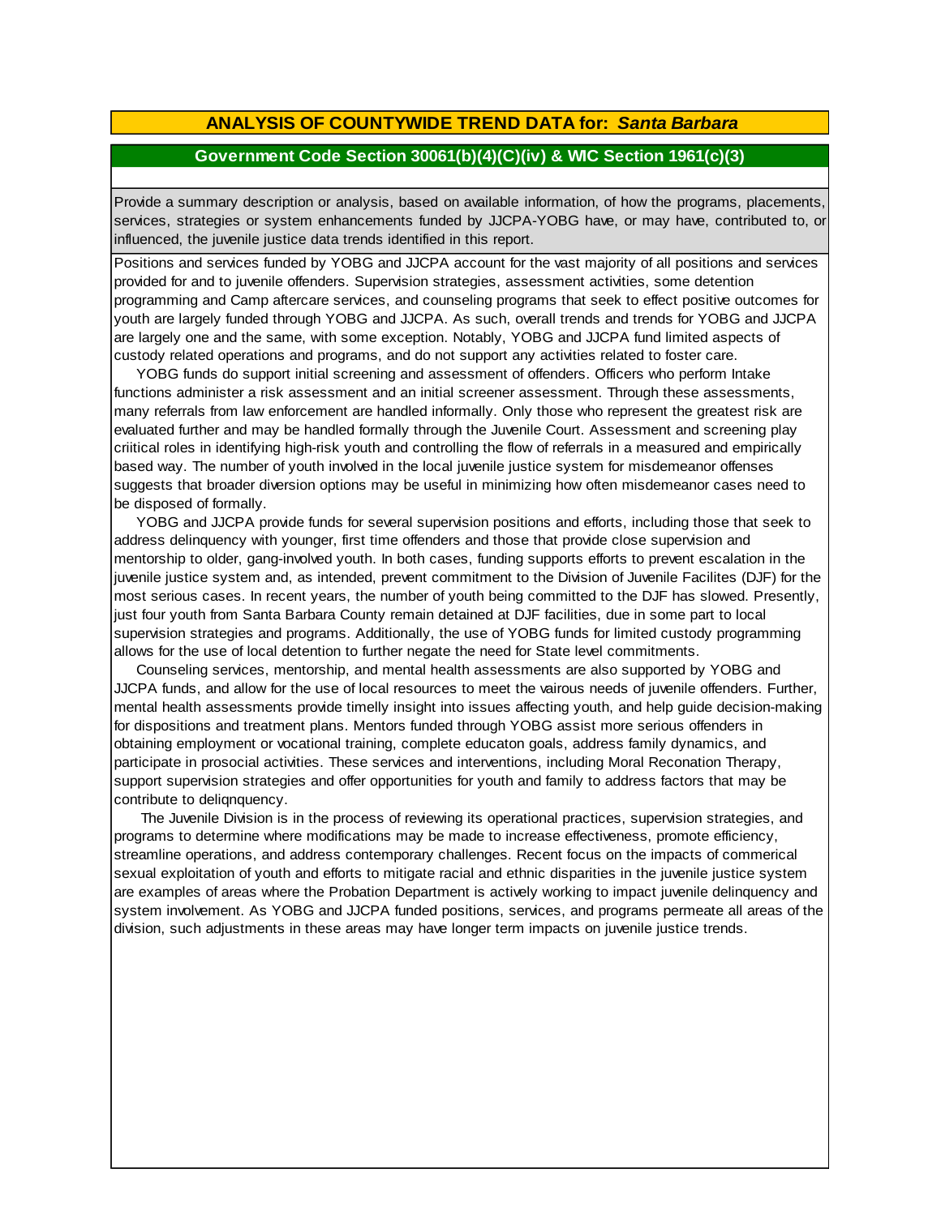# ANALYSIS OF COUNTYWIDE TREND DATA for: *Santa Barbara*

## Government Code Section 30061(b)(4)(C)(iv) & WIC Section 1961(c)(3)

Provide a summary description or analysis, based on available information, of how the programs, placements, services, strategies or system enhancements funded by JJCPA-YOBG have, or may have, contributed to, or influenced, the juvenile justice data trends identified in this report.

Positions and services funded by YOBG and JJCPA account for the vast majority of all positions and services provided for and to juvenile offenders. Supervision strategies, assessment activities, some detention programming and Camp aftercare services, and counseling programs that seek to effect positive outcomes for youth are largely funded through YOBG and JJCPA. As such, overall trends and trends for YOBG and JJCPA are largely one and the same, with some exception. Notably, YOBG and JJCPA fund limited aspects of custody related operations and programs, and do not support any activities related to foster care.

YOBG funds do support initial screening and assessment of offenders. Officers who perform Intake functions administer a risk assessment and an initial screener assessment. Through these assessments, many referrals from law enforcement are handled informally. Only those who represent the greatest risk are evaluated further and may be handled formally through the Juvenile Court. Assessment and screening play criitical roles in identifying high-risk youth and controlling the flow of referrals in a measured and empirically based way. The number of youth involved in the local juvenile justice system for misdemeanor offenses suggests that broader diversion options may be useful in minimizing how often misdemeanor cases need to be disposed of formally.

YOBG and JJCPA provide funds for several supervision positions and efforts, including those that seek to address delinquency with younger, first time offenders and those that provide close supervision and mentorship to older, gang-involved youth. In both cases, funding supports efforts to prevent escalation in the juvenile justice system and, as intended, prevent commitment to the Division of Juvenile Facilites (DJF) for the most serious cases. In recent years, the number of youth being committed to the DJF has slowed. Presently, just four youth from Santa Barbara County remain detained at DJF facilities, due in some part to local supervision strategies and programs. Additionally, the use of YOBG funds for limited custody programming allows for the use of local detention to further negate the need for State level commitments.

Counseling services, mentorship, and mental health assessments are also supported by YOBG and JJCPA funds, and allow for the use of local resources to meet the vairous needs of juvenile offenders. Further, mental health assessments provide timelly insight into issues affecting youth, and help guide decision-making for dispositions and treatment plans. Mentors funded through YOBG assist more serious offenders in obtaining employment or vocational training, complete educaton goals, address family dynamics, and participate in prosocial activities. These services and interventions, including Moral Reconation Therapy, support supervision strategies and offer opportunities for youth and family to address factors that may be contribute to deliqnquency.

The Juvenile Division is in the process of reviewing its operational practices, supervision strategies, and programs to determine where modifications may be made to increase effectiveness, promote efficiency, streamline operations, and address contemporary challenges. Recent focus on the impacts of commerical sexual exploitation of youth and efforts to mitigate racial and ethnic disparities in the juvenile justice system are examples of areas where the Probation Department is actively working to impact juvenile delinquency and system involvement. As YOBG and JJCPA funded positions, services, and programs permeate all areas of the division, such adjustments in these areas may have longer term impacts on juvenile justice trends.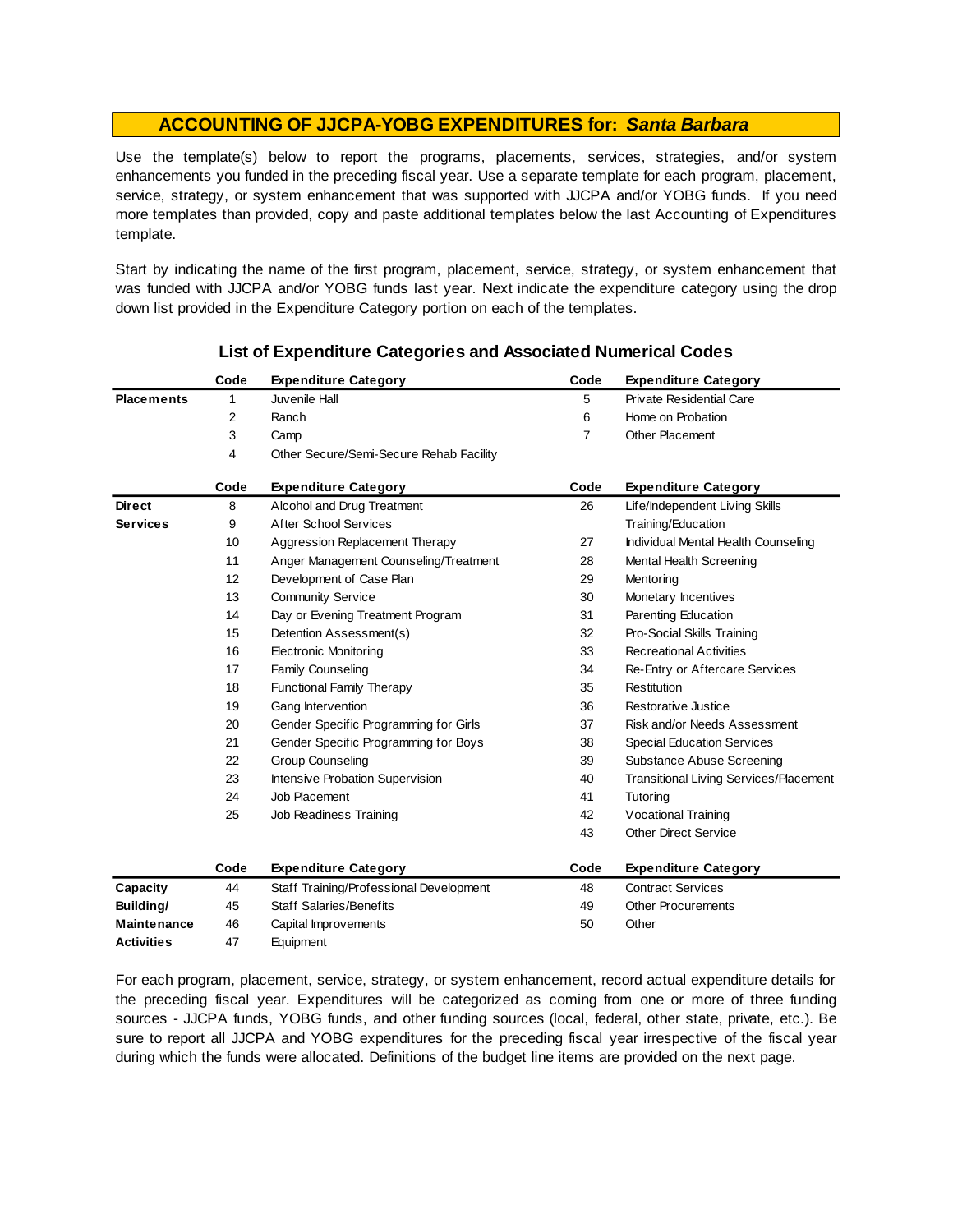## ACCOUNTING OF JJCPA-YOBG EXPENDITURES for: *Santa Barbara*

Use the template(s) below to report the programs, placements, services, strategies, and/or system enhancements you funded in the preceding fiscal year. Use a separate template for each program, placement, service, strategy, or system enhancement that was supported with JJCPA and/or YOBG funds. If you need more templates than provided, copy and paste additional templates below the last Accounting of Expenditures template.

Start by indicating the name of the first program, placement, service, strategy, or system enhancement that was funded with JJCPA and/or YOBG funds last year. Next indicate the expenditure category using the drop down list provided in the Expenditure Category portion on each of the templates.

### List of Expenditure Categories and Associated Numerical Codes

| | Code | Expenditure Category | Code | Expenditure Category |
|---|---|---|---|---|
| **Placements** | 1 | Juvenile Hall | 5 | Private Residential Care |
| | 2 | Ranch | 6 | Home on Probation |
| | 3 | Camp | 7 | Other Placement |
| | 4 | Other Secure/Semi-Secure Rehab Facility | | |

| | Code | Expenditure Category | Code | Expenditure Category |
|---|---|---|---|---|
| **Direct Services** | 8 | Alcohol and Drug Treatment | 26 | Life/Independent Living Skills Training/Education |
| | 9 | After School Services | | |
| | 10 | Aggression Replacement Therapy | 27 | Individual Mental Health Counseling |
| | 11 | Anger Management Counseling/Treatment | 28 | Mental Health Screening |
| | 12 | Development of Case Plan | 29 | Mentoring |
| | 13 | Community Service | 30 | Monetary Incentives |
| | 14 | Day or Evening Treatment Program | 31 | Parenting Education |
| | 15 | Detention Assessment(s) | 32 | Pro-Social Skills Training |
| | 16 | Electronic Monitoring | 33 | Recreational Activities |
| | 17 | Family Counseling | 34 | Re-Entry or Aftercare Services |
| | 18 | Functional Family Therapy | 35 | Restitution |
| | 19 | Gang Intervention | 36 | Restorative Justice |
| | 20 | Gender Specific Programming for Girls | 37 | Risk and/or Needs Assessment |
| | 21 | Gender Specific Programming for Boys | 38 | Special Education Services |
| | 22 | Group Counseling | 39 | Substance Abuse Screening |
| | 23 | Intensive Probation Supervision | 40 | Transitional Living Services/Placement |
| | 24 | Job Placement | 41 | Tutoring |
| | 25 | Job Readiness Training | 42 | Vocational Training |
| | | | 43 | Other Direct Service |

| | Code | Expenditure Category | Code | Expenditure Category |
|---|---|---|---|---|
| **Capacity Building/ Maintenance Activities** | 44 | Staff Training/Professional Development | 48 | Contract Services |
| | 45 | Staff Salaries/Benefits | 49 | Other Procurements |
| | 46 | Capital Improvements | 50 | Other |
| | 47 | Equipment | | |

For each program, placement, service, strategy, or system enhancement, record actual expenditure details for the preceding fiscal year. Expenditures will be categorized as coming from one or more of three funding sources - JJCPA funds, YOBG funds, and other funding sources (local, federal, other state, private, etc.). Be sure to report all JJCPA and YOBG expenditures for the preceding fiscal year irrespective of the fiscal year during which the funds were allocated. Definitions of the budget line items are provided on the next page.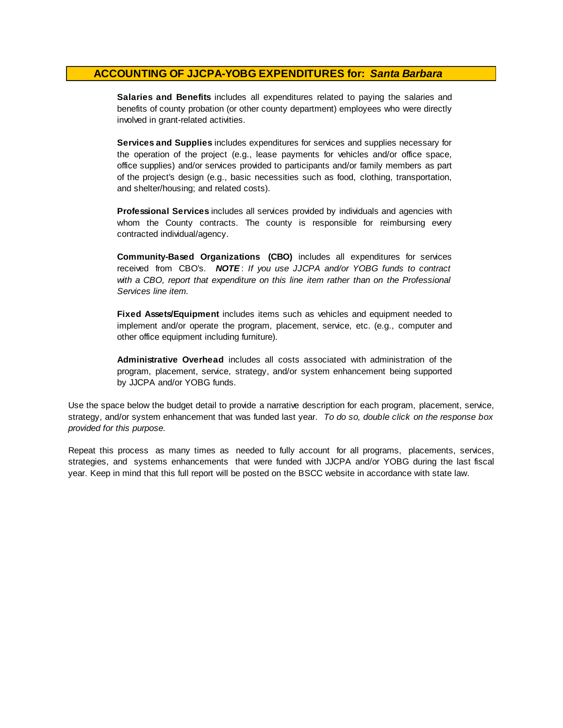## ACCOUNTING OF JJCPA-YOBG EXPENDITURES for: *Santa Barbara*

**Salaries and Benefits** includes all expenditures related to paying the salaries and benefits of county probation (or other county department) employees who were directly involved in grant-related activities.

**Services and Supplies** includes expenditures for services and supplies necessary for the operation of the project (e.g., lease payments for vehicles and/or office space, office supplies) and/or services provided to participants and/or family members as part of the project's design (e.g., basic necessities such as food, clothing, transportation, and shelter/housing; and related costs).

**Professional Services** includes all services provided by individuals and agencies with whom the County contracts. The county is responsible for reimbursing every contracted individual/agency.

**Community-Based Organizations (CBO)** includes all expenditures for services received from CBO's. ***NOTE***: *If you use JJCPA and/or YOBG funds to contract with a CBO, report that expenditure on this line item rather than on the Professional Services line item.*

**Fixed Assets/Equipment** includes items such as vehicles and equipment needed to implement and/or operate the program, placement, service, etc. (e.g., computer and other office equipment including furniture).

**Administrative Overhead** includes all costs associated with administration of the program, placement, service, strategy, and/or system enhancement being supported by JJCPA and/or YOBG funds.

Use the space below the budget detail to provide a narrative description for each program, placement, service, strategy, and/or system enhancement that was funded last year. *To do so, double click on the response box provided for this purpose.*

Repeat this process as many times as needed to fully account for all programs, placements, services, strategies, and systems enhancements that were funded with JJCPA and/or YOBG during the last fiscal year. Keep in mind that this full report will be posted on the BSCC website in accordance with state law.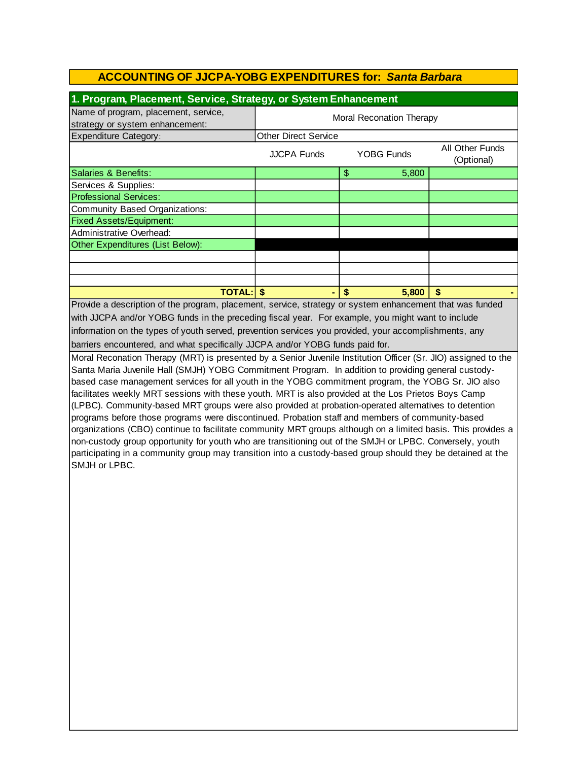## ACCOUNTING OF JJCPA-YOBG EXPENDITURES for: *Santa Barbara*

### 1. Program, Placement, Service, Strategy, or System Enhancement

| Name of program, placement, service, strategy or system enhancement: | Moral Reconation Therapy | | |
|---|---|---|---|
| Expenditure Category: | Other Direct Service | | |
| | JJCPA Funds | YOBG Funds | All Other Funds (Optional) |
| Salaries & Benefits: | | $ 5,800 | |
| Services & Supplies: | | | |
| Professional Services: | | | |
| Community Based Organizations: | | | |
| Fixed Assets/Equipment: | | | |
| Administrative Overhead: | | | |
| Other Expenditures (List Below): | | | |
| | | | |
| | | | |
| | | | |
| **TOTAL:** | **$ -** | **$ 5,800** | **$ -** |

Provide a description of the program, placement, service, strategy or system enhancement that was funded with JJCPA and/or YOBG funds in the preceding fiscal year. For example, you might want to include information on the types of youth served, prevention services you provided, your accomplishments, any barriers encountered, and what specifically JJCPA and/or YOBG funds paid for.

Moral Reconation Therapy (MRT) is presented by a Senior Juvenile Institution Officer (Sr. JIO) assigned to the Santa Maria Juvenile Hall (SMJH) YOBG Commitment Program. In addition to providing general custody-based case management services for all youth in the YOBG commitment program, the YOBG Sr. JIO also facilitates weekly MRT sessions with these youth. MRT is also provided at the Los Prietos Boys Camp (LPBC). Community-based MRT groups were also provided at probation-operated alternatives to detention programs before those programs were discontinued. Probation staff and members of community-based organizations (CBO) continue to facilitate community MRT groups although on a limited basis. This provides a non-custody group opportunity for youth who are transitioning out of the SMJH or LPBC. Conversely, youth participating in a community group may transition into a custody-based group should they be detained at the SMJH or LPBC.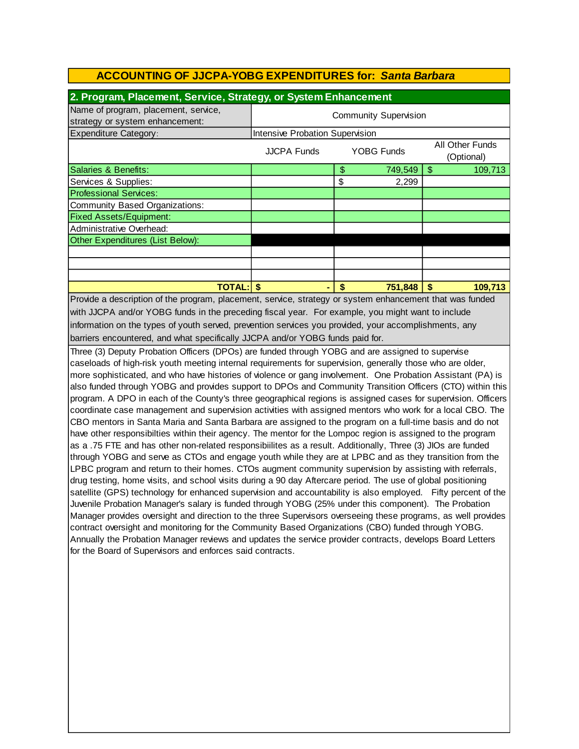## ACCOUNTING OF JJCPA-YOBG EXPENDITURES for: *Santa Barbara*

### 2. Program, Placement, Service, Strategy, or System Enhancement

| Name of program, placement, service, strategy or system enhancement: | Community Supervision | | |
|---|---|---|---|
| Expenditure Category: | Intensive Probation Supervision | | |
| | JJCPA Funds | YOBG Funds | All Other Funds (Optional) |
| Salaries & Benefits: | | $ 749,549 | $ 109,713 |
| Services & Supplies: | | $ 2,299 | |
| Professional Services: | | | |
| Community Based Organizations: | | | |
| Fixed Assets/Equipment: | | | |
| Administrative Overhead: | | | |
| Other Expenditures (List Below): | | | |
| | | | |
| | | | |
| | | | |
| **TOTAL:** | **$ -** | **$ 751,848** | **$ 109,713** |

Provide a description of the program, placement, service, strategy or system enhancement that was funded with JJCPA and/or YOBG funds in the preceding fiscal year. For example, you might want to include information on the types of youth served, prevention services you provided, your accomplishments, any barriers encountered, and what specifically JJCPA and/or YOBG funds paid for.

Three (3) Deputy Probation Officers (DPOs) are funded through YOBG and are assigned to supervise caseloads of high-risk youth meeting internal requirements for supervision, generally those who are older, more sophisticated, and who have histories of violence or gang involvement. One Probation Assistant (PA) is also funded through YOBG and provides support to DPOs and Community Transition Officers (CTO) within this program. A DPO in each of the County's three geographical regions is assigned cases for supervision. Officers coordinate case management and supervision activities with assigned mentors who work for a local CBO. The CBO mentors in Santa Maria and Santa Barbara are assigned to the program on a full-time basis and do not have other responsibilties within their agency. The mentor for the Lompoc region is assigned to the program as a .75 FTE and has other non-related responsibiilites as a result. Additionally, Three (3) JIOs are funded through YOBG and serve as CTOs and engage youth while they are at LPBC and as they transition from the LPBC program and return to their homes. CTOs augment community supervision by assisting with referrals, drug testing, home visits, and school visits during a 90 day Aftercare period. The use of global positioning satellite (GPS) technology for enhanced supervision and accountability is also employed. Fifty percent of the Juvenile Probation Manager's salary is funded through YOBG (25% under this component). The Probation Manager provides oversight and direction to the three Supervisors overseeing these programs, as well provides contract oversight and monitoring for the Community Based Organizations (CBO) funded through YOBG. Annually the Probation Manager reviews and updates the service provider contracts, develops Board Letters for the Board of Supervisors and enforces said contracts.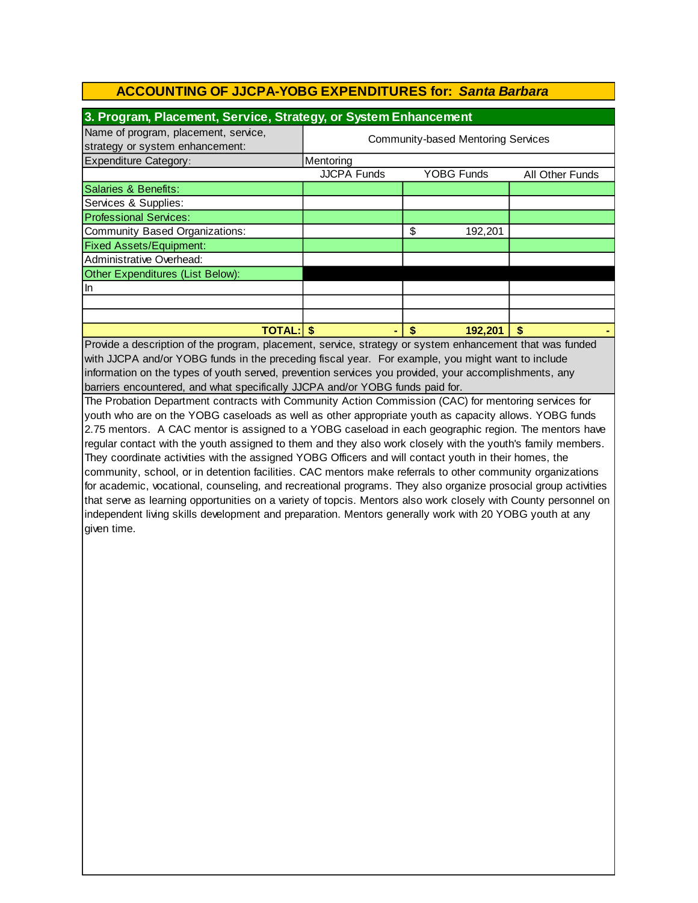## ACCOUNTING OF JJCPA-YOBG EXPENDITURES for: *Santa Barbara*

### 3. Program, Placement, Service, Strategy, or System Enhancement

| Name of program, placement, service, strategy or system enhancement: | Community-based Mentoring Services | | |
|---|---|---|---|
| Expenditure Category: | Mentoring | | |
| | JJCPA Funds | YOBG Funds | All Other Funds |
| Salaries & Benefits: | | | |
| Services & Supplies: | | | |
| Professional Services: | | | |
| Community Based Organizations: | | $ 192,201 | |
| Fixed Assets/Equipment: | | | |
| Administrative Overhead: | | | |
| Other Expenditures (List Below): | | | |
| In | | | |
| | | | |
| | | | |
| **TOTAL:** | **$ -** | **$ 192,201** | **$ -** |

Provide a description of the program, placement, service, strategy or system enhancement that was funded with JJCPA and/or YOBG funds in the preceding fiscal year. For example, you might want to include information on the types of youth served, prevention services you provided, your accomplishments, any barriers encountered, and what specifically JJCPA and/or YOBG funds paid for.

The Probation Department contracts with Community Action Commission (CAC) for mentoring services for youth who are on the YOBG caseloads as well as other appropriate youth as capacity allows. YOBG funds 2.75 mentors. A CAC mentor is assigned to a YOBG caseload in each geographic region. The mentors have regular contact with the youth assigned to them and they also work closely with the youth's family members. They coordinate activities with the assigned YOBG Officers and will contact youth in their homes, the community, school, or in detention facilities. CAC mentors make referrals to other community organizations for academic, vocational, counseling, and recreational programs. They also organize prosocial group activities that serve as learning opportunities on a variety of topcis. Mentors also work closely with County personnel on independent living skills development and preparation. Mentors generally work with 20 YOBG youth at any given time.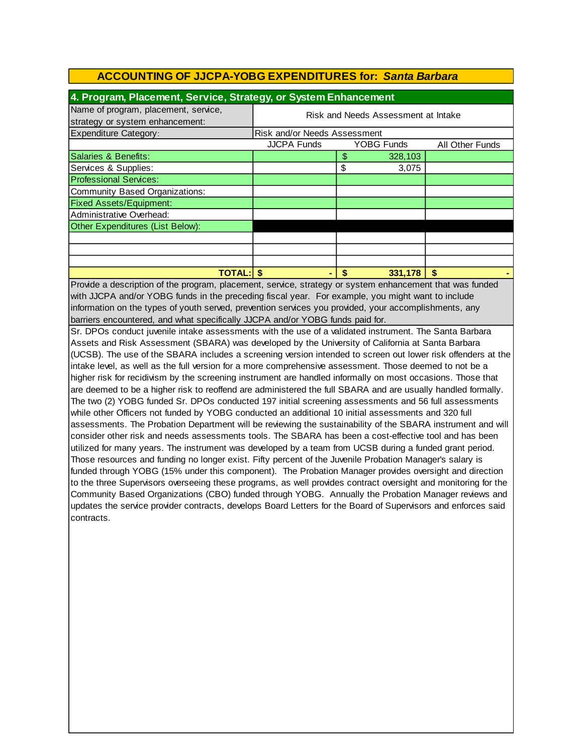## ACCOUNTING OF JJCPA-YOBG EXPENDITURES for: *Santa Barbara*

### 4. Program, Placement, Service, Strategy, or System Enhancement

| Name of program, placement, service, strategy or system enhancement: | Risk and Needs Assessment at Intake | | |
|---|---|---|---|
| Expenditure Category: | Risk and/or Needs Assessment | | |
| | JJCPA Funds | YOBG Funds | All Other Funds |
| Salaries & Benefits: | | $ 328,103 | |
| Services & Supplies: | | $ 3,075 | |
| Professional Services: | | | |
| Community Based Organizations: | | | |
| Fixed Assets/Equipment: | | | |
| Administrative Overhead: | | | |
| Other Expenditures (List Below): | | | |
| | | | |
| | | | |
| | | | |
| **TOTAL:** | **$ -** | **$ 331,178** | **$ -** |

Provide a description of the program, placement, service, strategy or system enhancement that was funded with JJCPA and/or YOBG funds in the preceding fiscal year. For example, you might want to include information on the types of youth served, prevention services you provided, your accomplishments, any barriers encountered, and what specifically JJCPA and/or YOBG funds paid for.

Sr. DPOs conduct juvenile intake assessments with the use of a validated instrument. The Santa Barbara Assets and Risk Assessment (SBARA) was developed by the University of California at Santa Barbara (UCSB). The use of the SBARA includes a screening version intended to screen out lower risk offenders at the intake level, as well as the full version for a more comprehensive assessment. Those deemed to not be a higher risk for recidivism by the screening instrument are handled informally on most occasions. Those that are deemed to be a higher risk to reoffend are administered the full SBARA and are usually handled formally. The two (2) YOBG funded Sr. DPOs conducted 197 initial screening assessments and 56 full assessments while other Officers not funded by YOBG conducted an additional 10 initial assessments and 320 full assessments. The Probation Department will be reviewing the sustainability of the SBARA instrument and will consider other risk and needs assessments tools. The SBARA has been a cost-effective tool and has been utilized for many years. The instrument was developed by a team from UCSB during a funded grant period. Those resources and funding no longer exist. Fifty percent of the Juvenile Probation Manager's salary is funded through YOBG (15% under this component). The Probation Manager provides oversight and direction to the three Supervisors overseeing these programs, as well provides contract oversight and monitoring for the Community Based Organizations (CBO) funded through YOBG. Annually the Probation Manager reviews and updates the service provider contracts, develops Board Letters for the Board of Supervisors and enforces said contracts.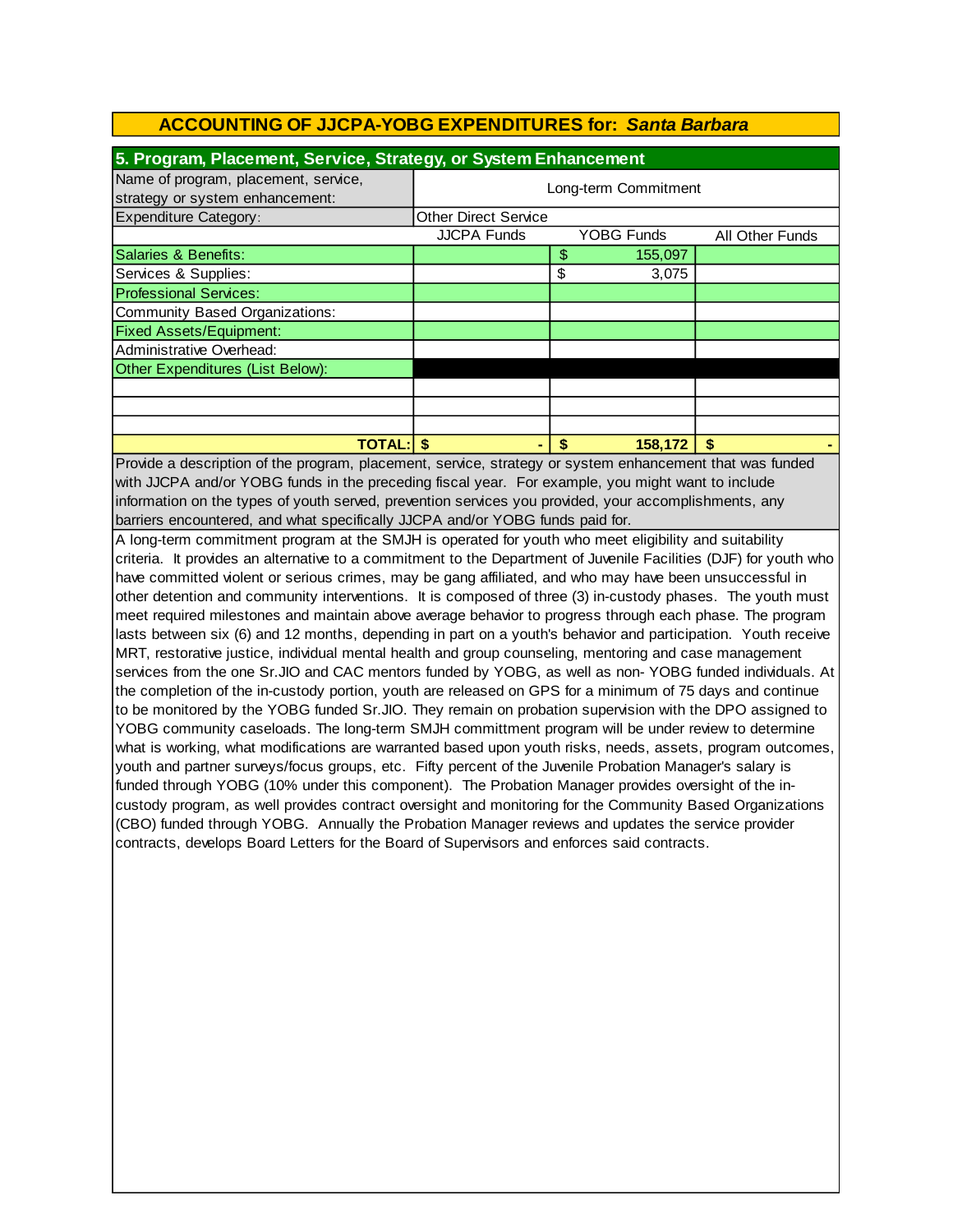## ACCOUNTING OF JJCPA-YOBG EXPENDITURES for: *Santa Barbara*

### 5. Program, Placement, Service, Strategy, or System Enhancement

| Name of program, placement, service, strategy or system enhancement: | Long-term Commitment | | |
|---|---|---|---|
| Expenditure Category: | Other Direct Service | | |
| | JJCPA Funds | YOBG Funds | All Other Funds |
| Salaries & Benefits: | | $ 155,097 | |
| Services & Supplies: | | $ 3,075 | |
| Professional Services: | | | |
| Community Based Organizations: | | | |
| Fixed Assets/Equipment: | | | |
| Administrative Overhead: | | | |
| Other Expenditures (List Below): | | | |
| | | | |
| | | | |
| | | | |
| **TOTAL:** | **$ -** | **$ 158,172** | **$ -** |

Provide a description of the program, placement, service, strategy or system enhancement that was funded with JJCPA and/or YOBG funds in the preceding fiscal year. For example, you might want to include information on the types of youth served, prevention services you provided, your accomplishments, any barriers encountered, and what specifically JJCPA and/or YOBG funds paid for.

A long-term commitment program at the SMJH is operated for youth who meet eligibility and suitability criteria. It provides an alternative to a commitment to the Department of Juvenile Facilities (DJF) for youth who have committed violent or serious crimes, may be gang affiliated, and who may have been unsuccessful in other detention and community interventions. It is composed of three (3) in-custody phases. The youth must meet required milestones and maintain above average behavior to progress through each phase. The program lasts between six (6) and 12 months, depending in part on a youth's behavior and participation. Youth receive MRT, restorative justice, individual mental health and group counseling, mentoring and case management services from the one Sr.JIO and CAC mentors funded by YOBG, as well as non- YOBG funded individuals. At the completion of the in-custody portion, youth are released on GPS for a minimum of 75 days and continue to be monitored by the YOBG funded Sr.JIO. They remain on probation supervision with the DPO assigned to YOBG community caseloads. The long-term SMJH committment program will be under review to determine what is working, what modifications are warranted based upon youth risks, needs, assets, program outcomes, youth and partner surveys/focus groups, etc. Fifty percent of the Juvenile Probation Manager's salary is funded through YOBG (10% under this component). The Probation Manager provides oversight of the in-custody program, as well provides contract oversight and monitoring for the Community Based Organizations (CBO) funded through YOBG. Annually the Probation Manager reviews and updates the service provider contracts, develops Board Letters for the Board of Supervisors and enforces said contracts.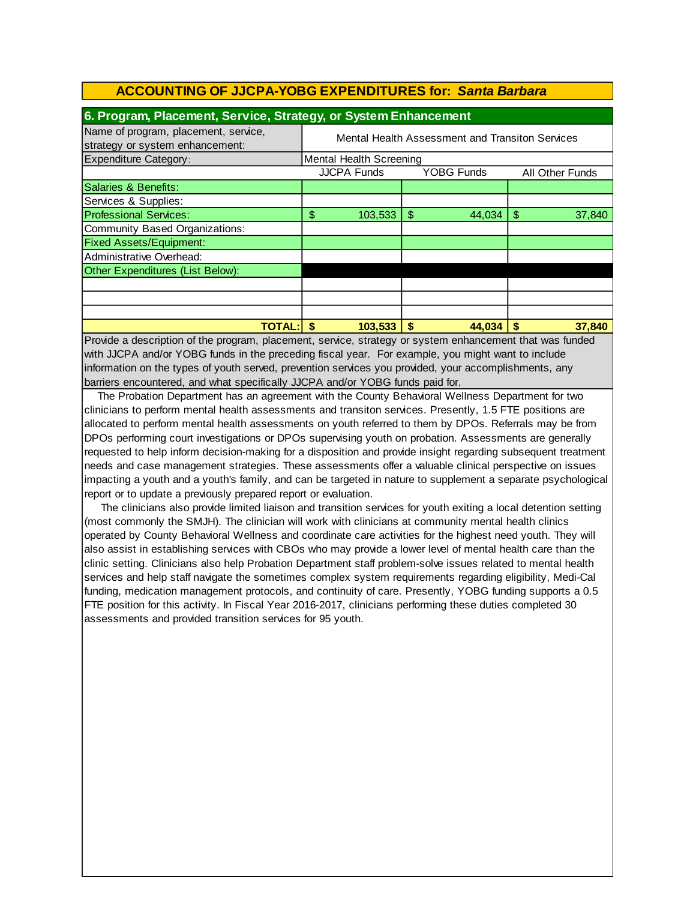## ACCOUNTING OF JJCPA-YOBG EXPENDITURES for: *Santa Barbara*

### 6. Program, Placement, Service, Strategy, or System Enhancement

| Name of program, placement, service, strategy or system enhancement: | Mental Health Assessment and Transiton Services | | |
|---|---|---|---|
| Expenditure Category: | Mental Health Screening | | |
| | JJCPA Funds | YOBG Funds | All Other Funds |
| Salaries & Benefits: | | | |
| Services & Supplies: | | | |
| Professional Services: | $ 103,533 | $ 44,034 | $ 37,840 |
| Community Based Organizations: | | | |
| Fixed Assets/Equipment: | | | |
| Administrative Overhead: | | | |
| Other Expenditures (List Below): | | | |
| | | | |
| | | | |
| | | | |
| **TOTAL:** | **$ 103,533** | **$ 44,034** | **$ 37,840** |

Provide a description of the program, placement, service, strategy or system enhancement that was funded with JJCPA and/or YOBG funds in the preceding fiscal year. For example, you might want to include information on the types of youth served, prevention services you provided, your accomplishments, any barriers encountered, and what specifically JJCPA and/or YOBG funds paid for.

The Probation Department has an agreement with the County Behavioral Wellness Department for two clinicians to perform mental health assessments and transiton services. Presently, 1.5 FTE positions are allocated to perform mental health assessments on youth referred to them by DPOs. Referrals may be from DPOs performing court investigations or DPOs supervising youth on probation. Assessments are generally requested to help inform decision-making for a disposition and provide insight regarding subsequent treatment needs and case management strategies. These assessments offer a valuable clinical perspective on issues impacting a youth and a youth's family, and can be targeted in nature to supplement a separate psychological report or to update a previously prepared report or evaluation.

The clinicians also provide limited liaison and transition services for youth exiting a local detention setting (most commonly the SMJH). The clinician will work with clinicians at community mental health clinics operated by County Behavioral Wellness and coordinate care activities for the highest need youth. They will also assist in establishing services with CBOs who may provide a lower level of mental health care than the clinic setting. Clinicians also help Probation Department staff problem-solve issues related to mental health services and help staff navigate the sometimes complex system requirements regarding eligibility, Medi-Cal funding, medication management protocols, and continuity of care. Presently, YOBG funding supports a 0.5 FTE position for this activity. In Fiscal Year 2016-2017, clinicians performing these duties completed 30 assessments and provided transition services for 95 youth.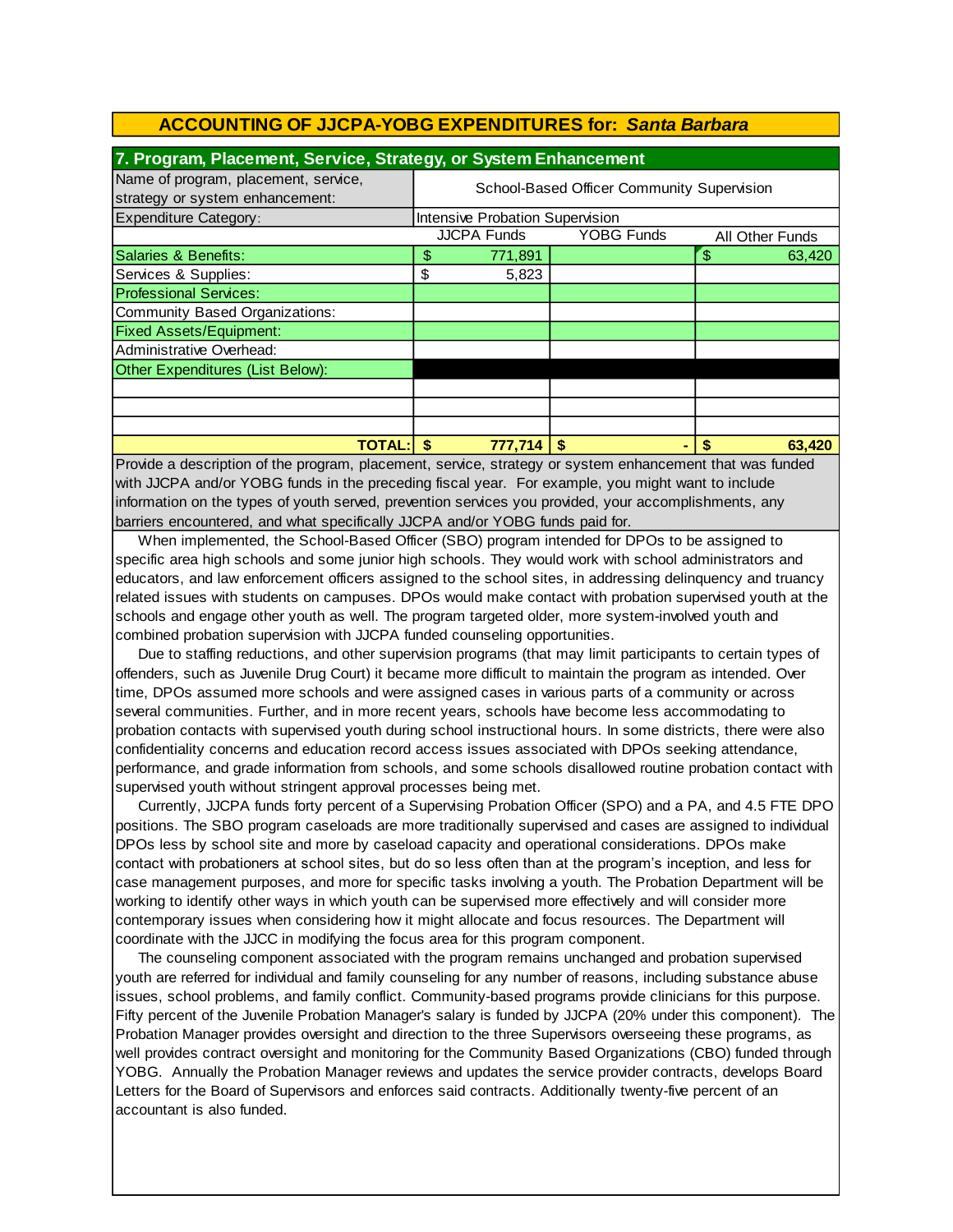## ACCOUNTING OF JJCPA-YOBG EXPENDITURES for: *Santa Barbara*

### 7. Program, Placement, Service, Strategy, or System Enhancement

| Name of program, placement, service, strategy or system enhancement: | School-Based Officer Community Supervision | | |
|---|---|---|---|
| Expenditure Category: | Intensive Probation Supervision | | |
| | JJCPA Funds | YOBG Funds | All Other Funds |
| Salaries & Benefits: | $ 771,891 | | $ 63,420 |
| Services & Supplies: | $ 5,823 | | |
| Professional Services: | | | |
| Community Based Organizations: | | | |
| Fixed Assets/Equipment: | | | |
| Administrative Overhead: | | | |
| Other Expenditures (List Below): | | | |
| | | | |
| | | | |
| | | | |
| **TOTAL:** | **$ 777,714** | **$ -** | **$ 63,420** |

Provide a description of the program, placement, service, strategy or system enhancement that was funded with JJCPA and/or YOBG funds in the preceding fiscal year. For example, you might want to include information on the types of youth served, prevention services you provided, your accomplishments, any barriers encountered, and what specifically JJCPA and/or YOBG funds paid for.

When implemented, the School-Based Officer (SBO) program intended for DPOs to be assigned to specific area high schools and some junior high schools. They would work with school administrators and educators, and law enforcement officers assigned to the school sites, in addressing delinquency and truancy related issues with students on campuses. DPOs would make contact with probation supervised youth at the schools and engage other youth as well. The program targeted older, more system-involved youth and combined probation supervision with JJCPA funded counseling opportunities.

Due to staffing reductions, and other supervision programs (that may limit participants to certain types of offenders, such as Juvenile Drug Court) it became more difficult to maintain the program as intended. Over time, DPOs assumed more schools and were assigned cases in various parts of a community or across several communities. Further, and in more recent years, schools have become less accommodating to probation contacts with supervised youth during school instructional hours. In some districts, there were also confidentiality concerns and education record access issues associated with DPOs seeking attendance, performance, and grade information from schools, and some schools disallowed routine probation contact with supervised youth without stringent approval processes being met.

Currently, JJCPA funds forty percent of a Supervising Probation Officer (SPO) and a PA, and 4.5 FTE DPO positions. The SBO program caseloads are more traditionally supervised and cases are assigned to individual DPOs less by school site and more by caseload capacity and operational considerations. DPOs make contact with probationers at school sites, but do so less often than at the program's inception, and less for case management purposes, and more for specific tasks involving a youth. The Probation Department will be working to identify other ways in which youth can be supervised more effectively and will consider more contemporary issues when considering how it might allocate and focus resources. The Department will coordinate with the JJCC in modifying the focus area for this program component.

The counseling component associated with the program remains unchanged and probation supervised youth are referred for individual and family counseling for any number of reasons, including substance abuse issues, school problems, and family conflict. Community-based programs provide clinicians for this purpose. Fifty percent of the Juvenile Probation Manager's salary is funded by JJCPA (20% under this component). The Probation Manager provides oversight and direction to the three Supervisors overseeing these programs, as well provides contract oversight and monitoring for the Community Based Organizations (CBO) funded through YOBG. Annually the Probation Manager reviews and updates the service provider contracts, develops Board Letters for the Board of Supervisors and enforces said contracts. Additionally twenty-five percent of an accountant is also funded.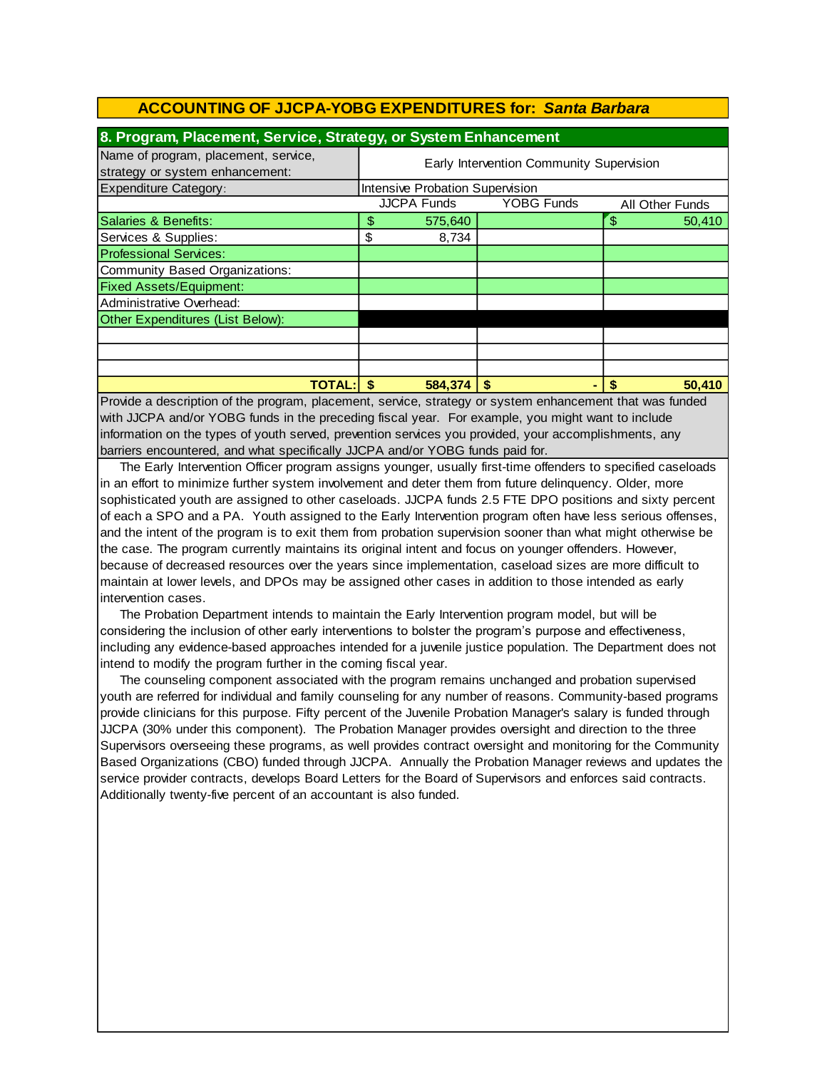# ACCOUNTING OF JJCPA-YOBG EXPENDITURES for: *Santa Barbara*

## 8. Program, Placement, Service, Strategy, or System Enhancement

| Name of program, placement, service, strategy or system enhancement: | Early Intervention Community Supervision | | |
|---|---|---|---|
| Expenditure Category: | Intensive Probation Supervision | | |
| | JJCPA Funds | YOBG Funds | All Other Funds |
| Salaries & Benefits: | $ 575,640 | | $ 50,410 |
| Services & Supplies: | $ 8,734 | | |
| Professional Services: | | | |
| Community Based Organizations: | | | |
| Fixed Assets/Equipment: | | | |
| Administrative Overhead: | | | |
| Other Expenditures (List Below): | | | |
| | | | |
| | | | |
| | | | |
| **TOTAL:** | **$ 584,374** | **$ -** | **$ 50,410** |

Provide a description of the program, placement, service, strategy or system enhancement that was funded with JJCPA and/or YOBG funds in the preceding fiscal year. For example, you might want to include information on the types of youth served, prevention services you provided, your accomplishments, any barriers encountered, and what specifically JJCPA and/or YOBG funds paid for.

The Early Intervention Officer program assigns younger, usually first-time offenders to specified caseloads in an effort to minimize further system involvement and deter them from future delinquency. Older, more sophisticated youth are assigned to other caseloads. JJCPA funds 2.5 FTE DPO positions and sixty percent of each a SPO and a PA. Youth assigned to the Early Intervention program often have less serious offenses, and the intent of the program is to exit them from probation supervision sooner than what might otherwise be the case. The program currently maintains its original intent and focus on younger offenders. However, because of decreased resources over the years since implementation, caseload sizes are more difficult to maintain at lower levels, and DPOs may be assigned other cases in addition to those intended as early intervention cases.

The Probation Department intends to maintain the Early Intervention program model, but will be considering the inclusion of other early interventions to bolster the program's purpose and effectiveness, including any evidence-based approaches intended for a juvenile justice population. The Department does not intend to modify the program further in the coming fiscal year.

The counseling component associated with the program remains unchanged and probation supervised youth are referred for individual and family counseling for any number of reasons. Community-based programs provide clinicians for this purpose. Fifty percent of the Juvenile Probation Manager's salary is funded through JJCPA (30% under this component). The Probation Manager provides oversight and direction to the three Supervisors overseeing these programs, as well provides contract oversight and monitoring for the Community Based Organizations (CBO) funded through JJCPA. Annually the Probation Manager reviews and updates the service provider contracts, develops Board Letters for the Board of Supervisors and enforces said contracts. Additionally twenty-five percent of an accountant is also funded.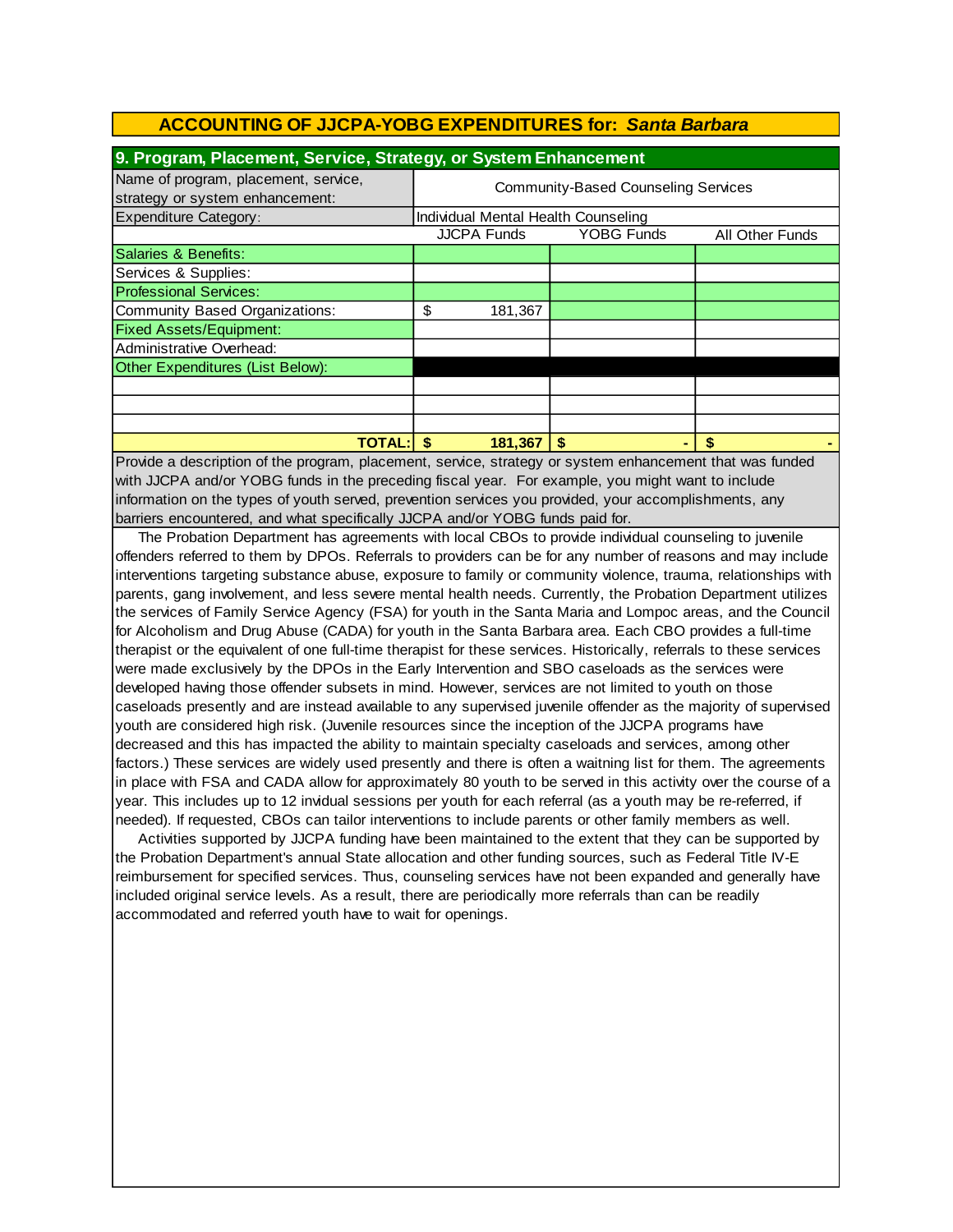## ACCOUNTING OF JJCPA-YOBG EXPENDITURES for: *Santa Barbara*

### 9. Program, Placement, Service, Strategy, or System Enhancement

| | | | |
|---|---|---|---|
| Name of program, placement, service, strategy or system enhancement: | Community-Based Counseling Services | | |
| Expenditure Category: | Individual Mental Health Counseling | | |
| | JJCPA Funds | YOBG Funds | All Other Funds |
| Salaries & Benefits: | | | |
| Services & Supplies: | | | |
| Professional Services: | | | |
| Community Based Organizations: | $ 181,367 | | |
| Fixed Assets/Equipment: | | | |
| Administrative Overhead: | | | |
| Other Expenditures (List Below): | | | |
| | | | |
| | | | |
| | | | |
| **TOTAL:** | **$ 181,367** | **$ -** | **$ -** |

Provide a description of the program, placement, service, strategy or system enhancement that was funded with JJCPA and/or YOBG funds in the preceding fiscal year. For example, you might want to include information on the types of youth served, prevention services you provided, your accomplishments, any barriers encountered, and what specifically JJCPA and/or YOBG funds paid for.

The Probation Department has agreements with local CBOs to provide individual counseling to juvenile offenders referred to them by DPOs. Referrals to providers can be for any number of reasons and may include interventions targeting substance abuse, exposure to family or community violence, trauma, relationships with parents, gang involvement, and less severe mental health needs. Currently, the Probation Department utilizes the services of Family Service Agency (FSA) for youth in the Santa Maria and Lompoc areas, and the Council for Alcoholism and Drug Abuse (CADA) for youth in the Santa Barbara area. Each CBO provides a full-time therapist or the equivalent of one full-time therapist for these services. Historically, referrals to these services were made exclusively by the DPOs in the Early Intervention and SBO caseloads as the services were developed having those offender subsets in mind. However, services are not limited to youth on those caseloads presently and are instead available to any supervised juvenile offender as the majority of supervised youth are considered high risk. (Juvenile resources since the inception of the JJCPA programs have decreased and this has impacted the ability to maintain specialty caseloads and services, among other factors.) These services are widely used presently and there is often a waitning list for them. The agreements in place with FSA and CADA allow for approximately 80 youth to be served in this activity over the course of a year. This includes up to 12 invidual sessions per youth for each referral (as a youth may be re-referred, if needed). If requested, CBOs can tailor interventions to include parents or other family members as well.

Activities supported by JJCPA funding have been maintained to the extent that they can be supported by the Probation Department's annual State allocation and other funding sources, such as Federal Title IV-E reimbursement for specified services. Thus, counseling services have not been expanded and generally have included original service levels. As a result, there are periodically more referrals than can be readily accommodated and referred youth have to wait for openings.